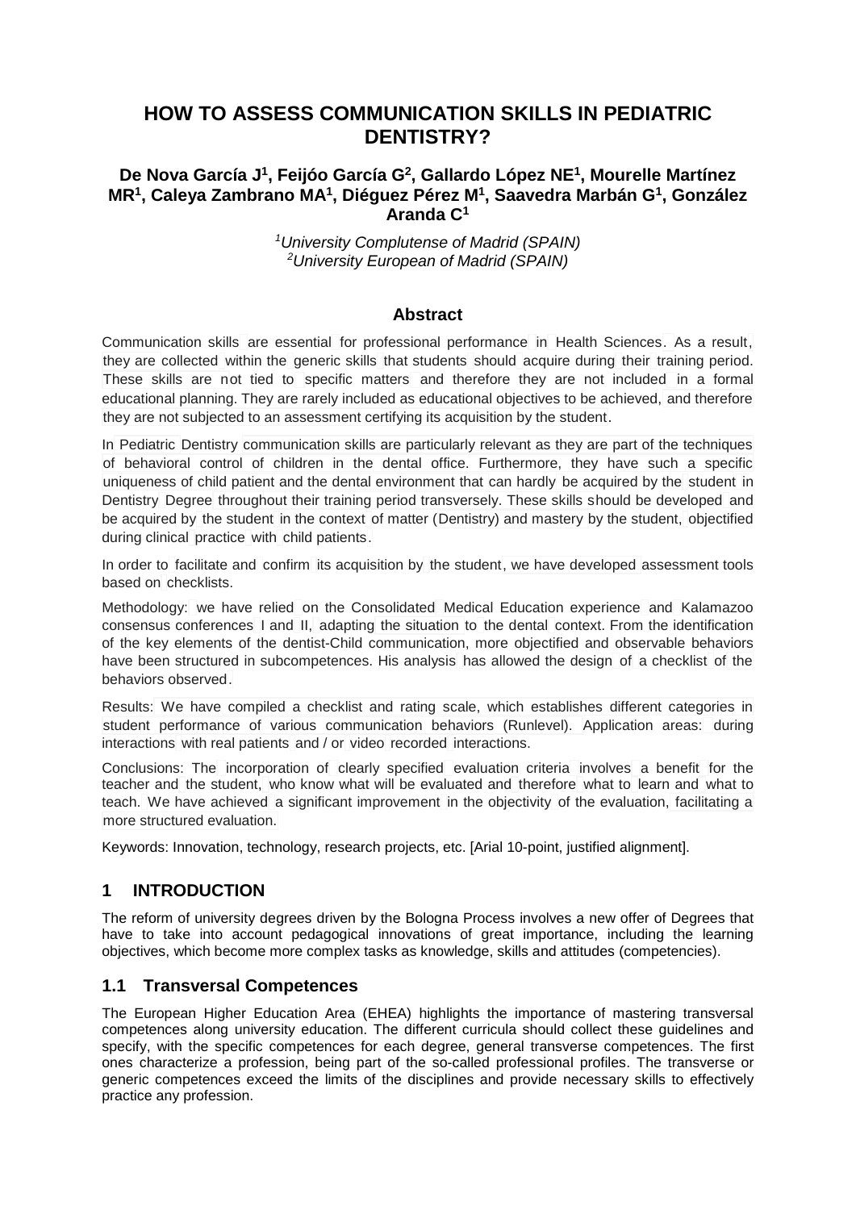# HOW TO ASSESS COMMUNICATION SKILLS IN PEDIATRIC DENTISTRY?

**De Nova García J[1], Feijóo García G[2], Gallardo López NE[1], Mourelle Martínez MR[1], Caleya Zambrano MA[1], Diéguez Pérez M[1], Saavedra Marbán G[1], González Aranda C[1]**

*[1]University Complutense of Madrid (SPAIN)*
*[2]University European of Madrid (SPAIN)*

## Abstract

Communication skills are essential for professional performance in Health Sciences. As a result, they are collected within the generic skills that students should acquire during their training period. These skills are not tied to specific matters and therefore they are not included in a formal educational planning. They are rarely included as educational objectives to be achieved, and therefore they are not subjected to an assessment certifying its acquisition by the student.

In Pediatric Dentistry communication skills are particularly relevant as they are part of the techniques of behavioral control of children in the dental office. Furthermore, they have such a specific uniqueness of child patient and the dental environment that can hardly be acquired by the student in Dentistry Degree throughout their training period transversely. These skills should be developed and be acquired by the student in the context of matter (Dentistry) and mastery by the student, objectified during clinical practice with child patients.

In order to facilitate and confirm its acquisition by the student, we have developed assessment tools based on checklists.

Methodology: we have relied on the Consolidated Medical Education experience and Kalamazoo consensus conferences I and II, adapting the situation to the dental context. From the identification of the key elements of the dentist-Child communication, more objectified and observable behaviors have been structured in subcompetences. His analysis has allowed the design of a checklist of the behaviors observed.

Results: We have compiled a checklist and rating scale, which establishes different categories in student performance of various communication behaviors (Runlevel). Application areas: during interactions with real patients and / or video recorded interactions.

Conclusions: The incorporation of clearly specified evaluation criteria involves a benefit for the teacher and the student, who know what will be evaluated and therefore what to learn and what to teach. We have achieved a significant improvement in the objectivity of the evaluation, facilitating a more structured evaluation.

Keywords: Innovation, technology, research projects, etc. [Arial 10-point, justified alignment].

## 1 INTRODUCTION

The reform of university degrees driven by the Bologna Process involves a new offer of Degrees that have to take into account pedagogical innovations of great importance, including the learning objectives, which become more complex tasks as knowledge, skills and attitudes (competencies).

### 1.1 Transversal Competences

The European Higher Education Area (EHEA) highlights the importance of mastering transversal competences along university education. The different curricula should collect these guidelines and specify, with the specific competences for each degree, general transverse competences. The first ones characterize a profession, being part of the so-called professional profiles. The transverse or generic competences exceed the limits of the disciplines and provide necessary skills to effectively practice any profession.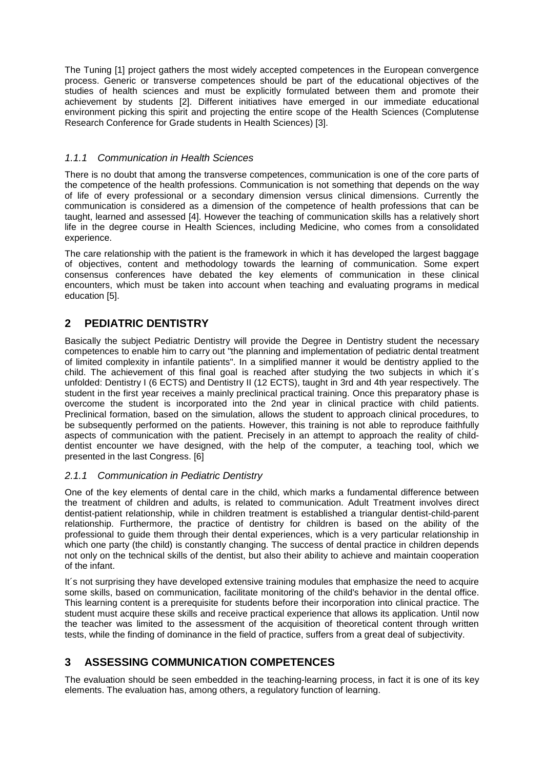The Tuning [1] project gathers the most widely accepted competences in the European convergence process. Generic or transverse competences should be part of the educational objectives of the studies of health sciences and must be explicitly formulated between them and promote their achievement by students [2]. Different initiatives have emerged in our immediate educational environment picking this spirit and projecting the entire scope of the Health Sciences (Complutense Research Conference for Grade students in Health Sciences) [3].

### *1.1.1 Communication in Health Sciences*

There is no doubt that among the transverse competences, communication is one of the core parts of the competence of the health professions. Communication is not something that depends on the way of life of every professional or a secondary dimension versus clinical dimensions. Currently the communication is considered as a dimension of the competence of health professions that can be taught, learned and assessed [4]. However the teaching of communication skills has a relatively short life in the degree course in Health Sciences, including Medicine, who comes from a consolidated experience.

The care relationship with the patient is the framework in which it has developed the largest baggage of objectives, content and methodology towards the learning of communication. Some expert consensus conferences have debated the key elements of communication in these clinical encounters, which must be taken into account when teaching and evaluating programs in medical education [5].

## 2 PEDIATRIC DENTISTRY

Basically the subject Pediatric Dentistry will provide the Degree in Dentistry student the necessary competences to enable him to carry out "the planning and implementation of pediatric dental treatment of limited complexity in infantile patients". In a simplified manner it would be dentistry applied to the child. The achievement of this final goal is reached after studying the two subjects in which it´s unfolded: Dentistry I (6 ECTS) and Dentistry II (12 ECTS), taught in 3rd and 4th year respectively. The student in the first year receives a mainly preclinical practical training. Once this preparatory phase is overcome the student is incorporated into the 2nd year in clinical practice with child patients. Preclinical formation, based on the simulation, allows the student to approach clinical procedures, to be subsequently performed on the patients. However, this training is not able to reproduce faithfully aspects of communication with the patient. Precisely in an attempt to approach the reality of child-dentist encounter we have designed, with the help of the computer, a teaching tool, which we presented in the last Congress. [6]

### *2.1.1 Communication in Pediatric Dentistry*

One of the key elements of dental care in the child, which marks a fundamental difference between the treatment of children and adults, is related to communication. Adult Treatment involves direct dentist-patient relationship, while in children treatment is established a triangular dentist-child-parent relationship. Furthermore, the practice of dentistry for children is based on the ability of the professional to guide them through their dental experiences, which is a very particular relationship in which one party (the child) is constantly changing. The success of dental practice in children depends not only on the technical skills of the dentist, but also their ability to achieve and maintain cooperation of the infant.

It´s not surprising they have developed extensive training modules that emphasize the need to acquire some skills, based on communication, facilitate monitoring of the child's behavior in the dental office. This learning content is a prerequisite for students before their incorporation into clinical practice. The student must acquire these skills and receive practical experience that allows its application. Until now the teacher was limited to the assessment of the acquisition of theoretical content through written tests, while the finding of dominance in the field of practice, suffers from a great deal of subjectivity.

## 3 ASSESSING COMMUNICATION COMPETENCES

The evaluation should be seen embedded in the teaching-learning process, in fact it is one of its key elements. The evaluation has, among others, a regulatory function of learning.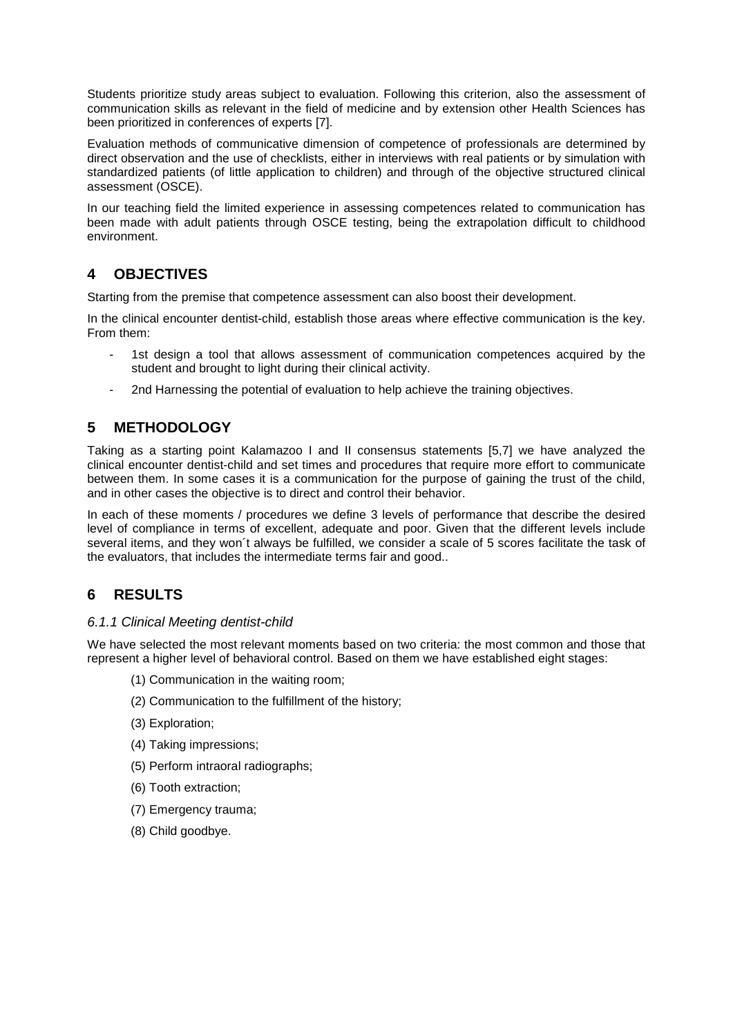Students prioritize study areas subject to evaluation. Following this criterion, also the assessment of communication skills as relevant in the field of medicine and by extension other Health Sciences has been prioritized in conferences of experts [7].

Evaluation methods of communicative dimension of competence of professionals are determined by direct observation and the use of checklists, either in interviews with real patients or by simulation with standardized patients (of little application to children) and through of the objective structured clinical assessment (OSCE).

In our teaching field the limited experience in assessing competences related to communication has been made with adult patients through OSCE testing, being the extrapolation difficult to childhood environment.

## 4 OBJECTIVES

Starting from the premise that competence assessment can also boost their development.

In the clinical encounter dentist-child, establish those areas where effective communication is the key. From them:

- 1st design a tool that allows assessment of communication competences acquired by the student and brought to light during their clinical activity.
- 2nd Harnessing the potential of evaluation to help achieve the training objectives.

## 5 METHODOLOGY

Taking as a starting point Kalamazoo I and II consensus statements [5,7] we have analyzed the clinical encounter dentist-child and set times and procedures that require more effort to communicate between them. In some cases it is a communication for the purpose of gaining the trust of the child, and in other cases the objective is to direct and control their behavior.

In each of these moments / procedures we define 3 levels of performance that describe the desired level of compliance in terms of excellent, adequate and poor. Given that the different levels include several items, and they won´t always be fulfilled, we consider a scale of 5 scores facilitate the task of the evaluators, that includes the intermediate terms fair and good..

## 6 RESULTS

### *6.1.1 Clinical Meeting dentist-child*

We have selected the most relevant moments based on two criteria: the most common and those that represent a higher level of behavioral control. Based on them we have established eight stages:

(1) Communication in the waiting room;

(2) Communication to the fulfillment of the history;

(3) Exploration;

(4) Taking impressions;

(5) Perform intraoral radiographs;

(6) Tooth extraction;

(7) Emergency trauma;

(8) Child goodbye.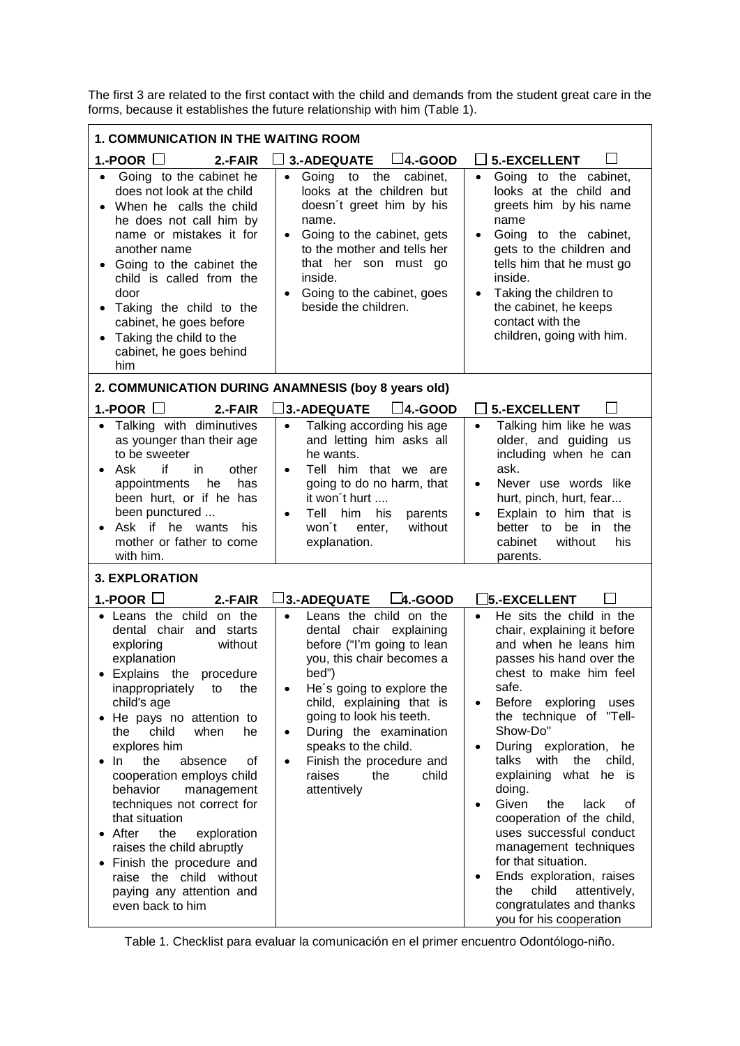The first 3 are related to the first contact with the child and demands from the student great care in the forms, because it establishes the future relationship with him (Table 1).

| 1. COMMUNICATION IN THE WAITING ROOM | | |
|---|---|---|
| 1.-POOR ☐ 2.-FAIR | ☐ 3.-ADEQUATE ☐ 4.-GOOD | ☐ 5.-EXCELLENT ☐ |
| • Going to the cabinet he does not look at the child<br>• When he calls the child he does not call him by name or mistakes it for another name<br>• Going to the cabinet the child is called from the door<br>• Taking the child to the cabinet, he goes before<br>• Taking the child to the cabinet, he goes behind him | • Going to the cabinet, looks at the children but doesn´t greet him by his name.<br>• Going to the cabinet, gets to the mother and tells her that her son must go inside.<br>• Going to the cabinet, goes beside the children. | • Going to the cabinet, looks at the child and greets him by his name name<br>• Going to the cabinet, gets to the children and tells him that he must go inside.<br>• Taking the children to the cabinet, he keeps contact with the children, going with him. |
| **2. COMMUNICATION DURING ANAMNESIS (boy 8 years old)** | | |
| 1.-POOR ☐ 2.-FAIR | ☐ 3.-ADEQUATE ☐ 4.-GOOD | ☐ 5.-EXCELLENT ☐ |
| • Talking with diminutives as younger than their age to be sweeter<br>• Ask if in other appointments he has been hurt, or if he has been punctured ...<br>• Ask if he wants his mother or father to come with him. | • Talking according his age and letting him asks all he wants.<br>• Tell him that we are going to do no harm, that it won´t hurt ....<br>• Tell him his parents won´t enter, without explanation. | • Talking him like he was older, and guiding us including when he can ask.<br>• Never use words like hurt, pinch, hurt, fear...<br>• Explain to him that is better to be in the cabinet without his parents. |
| **3. EXPLORATION** | | |
| 1.-POOR ☐ 2.-FAIR | ☐ 3.-ADEQUATE ☐ 4.-GOOD | ☐ 5.-EXCELLENT ☐ |
| • Leans the child on the dental chair and starts exploring without explanation<br>• Explains the procedure inappropriately to the child's age<br>• He pays no attention to the child when he explores him<br>• In the absence of cooperation employs child behavior management techniques not correct for that situation<br>• After the exploration raises the child abruptly<br>• Finish the procedure and raise the child without paying any attention and even back to him | • Leans the child on the dental chair explaining before ("I'm going to lean you, this chair becomes a bed")<br>• He´s going to explore the child, explaining that is going to look his teeth.<br>• During the examination speaks to the child.<br>• Finish the procedure and raises the child attentively | • He sits the child in the chair, explaining it before and when he leans him passes his hand over the chest to make him feel safe.<br>• Before exploring uses the technique of "Tell-Show-Do"<br>• During exploration, he talks with the child, explaining what he is doing.<br>• Given the lack of cooperation of the child, uses successful conduct management techniques for that situation.<br>• Ends exploration, raises the child attentively, congratulates and thanks you for his cooperation |

Table 1. Checklist para evaluar la comunicación en el primer encuentro Odontólogo-niño.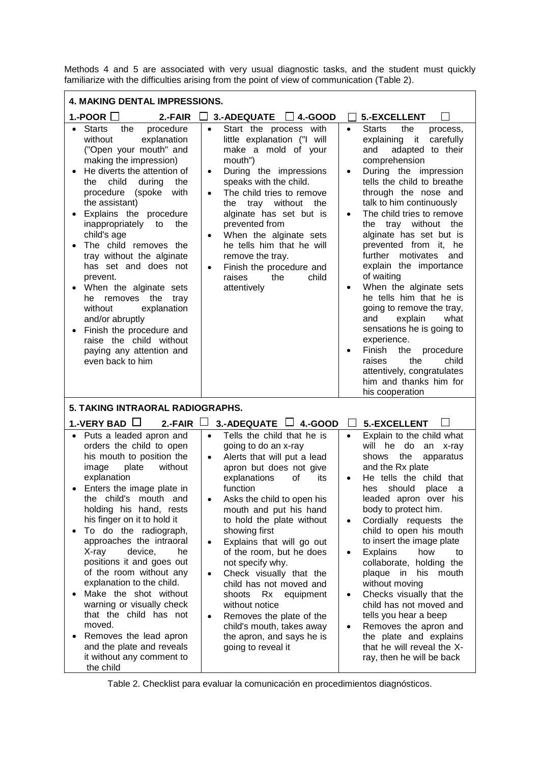Methods 4 and 5 are associated with very usual diagnostic tasks, and the student must quickly familiarize with the difficulties arising from the point of view of communication (Table 2).

| **4. MAKING DENTAL IMPRESSIONS.** | | |
|---|---|---|
| **1.-POOR ☐ 2.-FAIR ☐** | **3.-ADEQUATE ☐ 4.-GOOD ☐** | **5.-EXCELLENT ☐** |
| • Starts the procedure without explanation ("Open your mouth" and making the impression)<br>• He diverts the attention of the child during the procedure (spoke with the assistant)<br>• Explains the procedure inappropriately to the child's age<br>• The child removes the tray without the alginate has set and does not prevent.<br>• When the alginate sets he removes the tray without explanation and/or abruptly<br>• Finish the procedure and raise the child without paying any attention and even back to him | • Start the process with little explanation ("I will make a mold of your mouth")<br>• During the impressions speaks with the child.<br>• The child tries to remove the tray without the alginate has set but is prevented from<br>• When the alginate sets he tells him that he will remove the tray.<br>• Finish the procedure and raises the child attentively | • Starts the process, explaining it carefully and adapted to their comprehension<br>• During the impression tells the child to breathe through the nose and talk to him continuously<br>• The child tries to remove the tray without the alginate has set but is prevented from it, he further motivates and explain the importance of waiting<br>• When the alginate sets he tells him that he is going to remove the tray, and explain what sensations he is going to experience.<br>• Finish the procedure raises the child attentively, congratulates him and thanks him for his cooperation |
| **5. TAKING INTRAORAL RADIOGRAPHS.** | | |
| **1.-VERY BAD ☐ 2.-FAIR ☐** | **3.-ADEQUATE ☐ 4.-GOOD ☐** | **5.-EXCELLENT ☐** |
| • Puts a leaded apron and orders the child to open his mouth to position the image plate without explanation<br>• Enters the image plate in the child's mouth and holding his hand, rests his finger on it to hold it<br>• To do the radiograph, approaches the intraoral X-ray device, he positions it and goes out of the room without any explanation to the child.<br>• Make the shot without warning or visually check that the child has not moved.<br>• Removes the lead apron and the plate and reveals it without any comment to the child | • Tells the child that he is going to do an x-ray<br>• Alerts that will put a lead apron but does not give explanations of its function<br>• Asks the child to open his mouth and put his hand to hold the plate without showing first<br>• Explains that will go out of the room, but he does not specify why.<br>• Check visually that the child has not moved and shoots Rx equipment without notice<br>• Removes the plate of the child's mouth, takes away the apron, and says he is going to reveal it | • Explain to the child what will he do an x-ray shows the apparatus and the Rx plate<br>• He tells the child that hes should place a leaded apron over his body to protect him.<br>• Cordially requests the child to open his mouth to insert the image plate<br>• Explains how to collaborate, holding the plaque in his mouth without moving<br>• Checks visually that the child has not moved and tells you hear a beep<br>• Removes the apron and the plate and explains that he will reveal the X-ray, then he will be back |

Table 2. Checklist para evaluar la comunicación en procedimientos diagnósticos.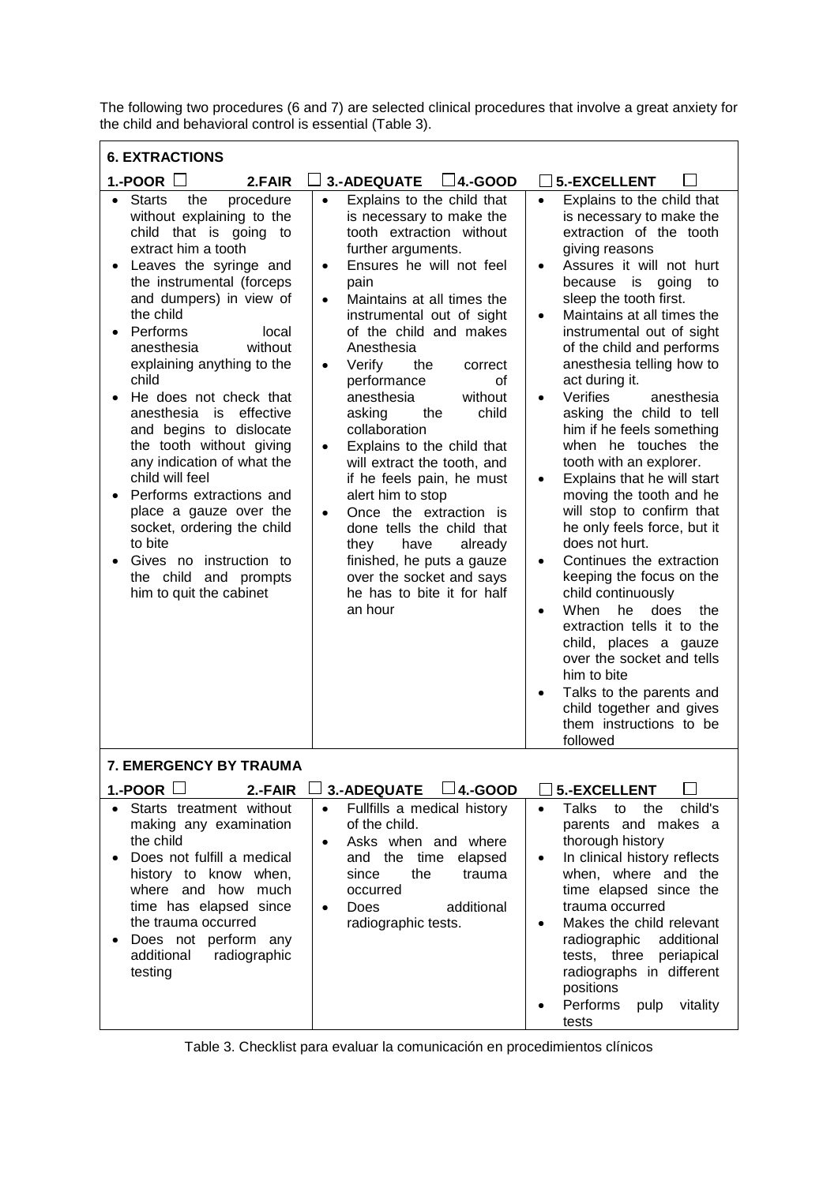The following two procedures (6 and 7) are selected clinical procedures that involve a great anxiety for the child and behavioral control is essential (Table 3).

| **6. EXTRACTIONS** | | |
|---|---|---|
| **1.-POOR ☐ 2.FAIR** | **☐ 3.-ADEQUATE ☐ 4.-GOOD** | **☐ 5.-EXCELLENT ☐** |
| • Starts the procedure without explaining to the child that is going to extract him a tooth<br>• Leaves the syringe and the instrumental (forceps and dumpers) in view of the child<br>• Performs local anesthesia without explaining anything to the child<br>• He does not check that anesthesia is effective and begins to dislocate the tooth without giving any indication of what the child will feel<br>• Performs extractions and place a gauze over the socket, ordering the child to bite<br>• Gives no instruction to the child and prompts him to quit the cabinet | • Explains to the child that is necessary to make the tooth extraction without further arguments.<br>• Ensures he will not feel pain<br>• Maintains at all times the instrumental out of sight of the child and makes Anesthesia<br>• Verify the correct performance of anesthesia without asking the child collaboration<br>• Explains to the child that will extract the tooth, and if he feels pain, he must alert him to stop<br>• Once the extraction is done tells the child that they have already finished, he puts a gauze over the socket and says he has to bite it for half an hour | • Explains to the child that is necessary to make the extraction of the tooth giving reasons<br>• Assures it will not hurt because is going to sleep the tooth first.<br>• Maintains at all times the instrumental out of sight of the child and performs anesthesia telling how to act during it.<br>• Verifies anesthesia asking the child to tell him if he feels something when he touches the tooth with an explorer.<br>• Explains that he will start moving the tooth and he will stop to confirm that he only feels force, but it does not hurt.<br>• Continues the extraction keeping the focus on the child continuously<br>• When he does the extraction tells it to the child, places a gauze over the socket and tells him to bite<br>• Talks to the parents and child together and gives them instructions to be followed |
| **7. EMERGENCY BY TRAUMA** | | |
| **1.-POOR ☐ 2.-FAIR** | **☐ 3.-ADEQUATE ☐ 4.-GOOD** | **☐ 5.-EXCELLENT ☐** |
| • Starts treatment without making any examination the child<br>• Does not fulfill a medical history to know when, where and how much time has elapsed since the trauma occurred<br>• Does not perform any additional radiographic testing | • Fullfills a medical history of the child.<br>• Asks when and where and the time elapsed since the trauma occurred<br>• Does additional radiographic tests. | • Talks to the child's parents and makes a thorough history<br>• In clinical history reflects when, where and the time elapsed since the trauma occurred<br>• Makes the child relevant radiographic additional tests, three periapical radiographs in different positions<br>• Performs pulp vitality tests |

Table 3. Checklist para evaluar la comunicación en procedimientos clínicos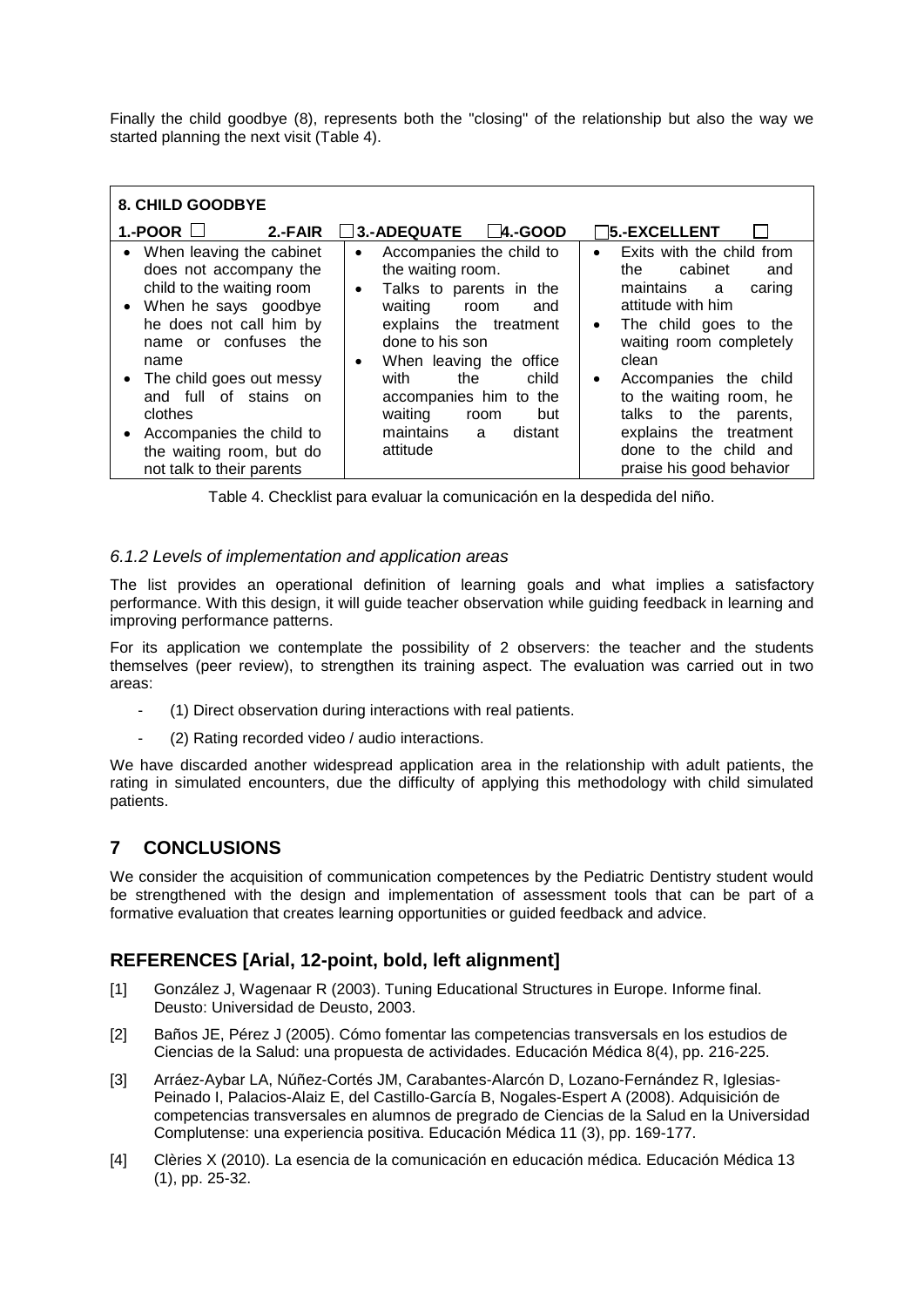Finally the child goodbye (8), represents both the "closing" of the relationship but also the way we started planning the next visit (Table 4).

| **8. CHILD GOODBYE** | | |
|---|---|---|
| **1.-POOR** ☐ **2.-FAIR** | ☐ **3.-ADEQUATE** ☐ **4.-GOOD** | ☐ **5.-EXCELLENT** ☐ |
| • When leaving the cabinet does not accompany the child to the waiting room<br>• When he says goodbye he does not call him by name or confuses the name<br>• The child goes out messy and full of stains on clothes<br>• Accompanies the child to the waiting room, but do not talk to their parents | • Accompanies the child to the waiting room.<br>• Talks to parents in the waiting room and explains the treatment done to his son<br>• When leaving the office with the child accompanies him to the waiting room but maintains a distant attitude | • Exits with the child from the cabinet and maintains a caring attitude with him<br>• The child goes to the waiting room completely clean<br>• Accompanies the child to the waiting room, he talks to the parents, explains the treatment done to the child and praise his good behavior |

Table 4. Checklist para evaluar la comunicación en la despedida del niño.

### *6.1.2 Levels of implementation and application areas*

The list provides an operational definition of learning goals and what implies a satisfactory performance. With this design, it will guide teacher observation while guiding feedback in learning and improving performance patterns.

For its application we contemplate the possibility of 2 observers: the teacher and the students themselves (peer review), to strengthen its training aspect. The evaluation was carried out in two areas:

- (1) Direct observation during interactions with real patients.
- (2) Rating recorded video / audio interactions.

We have discarded another widespread application area in the relationship with adult patients, the rating in simulated encounters, due the difficulty of applying this methodology with child simulated patients.

## 7 CONCLUSIONS

We consider the acquisition of communication competences by the Pediatric Dentistry student would be strengthened with the design and implementation of assessment tools that can be part of a formative evaluation that creates learning opportunities or guided feedback and advice.

## REFERENCES [Arial, 12-point, bold, left alignment]

[1] González J, Wagenaar R (2003). Tuning Educational Structures in Europe. Informe final. Deusto: Universidad de Deusto, 2003.

[2] Baños JE, Pérez J (2005). Cómo fomentar las competencias transversals en los estudios de Ciencias de la Salud: una propuesta de actividades. Educación Médica 8(4), pp. 216-225.

[3] Arráez-Aybar LA, Núñez-Cortés JM, Carabantes-Alarcón D, Lozano-Fernández R, Iglesias-Peinado I, Palacios-Alaiz E, del Castillo-García B, Nogales-Espert A (2008). Adquisición de competencias transversales en alumnos de pregrado de Ciencias de la Salud en la Universidad Complutense: una experiencia positiva. Educación Médica 11 (3), pp. 169-177.

[4] Clèries X (2010). La esencia de la comunicación en educación médica. Educación Médica 13 (1), pp. 25-32.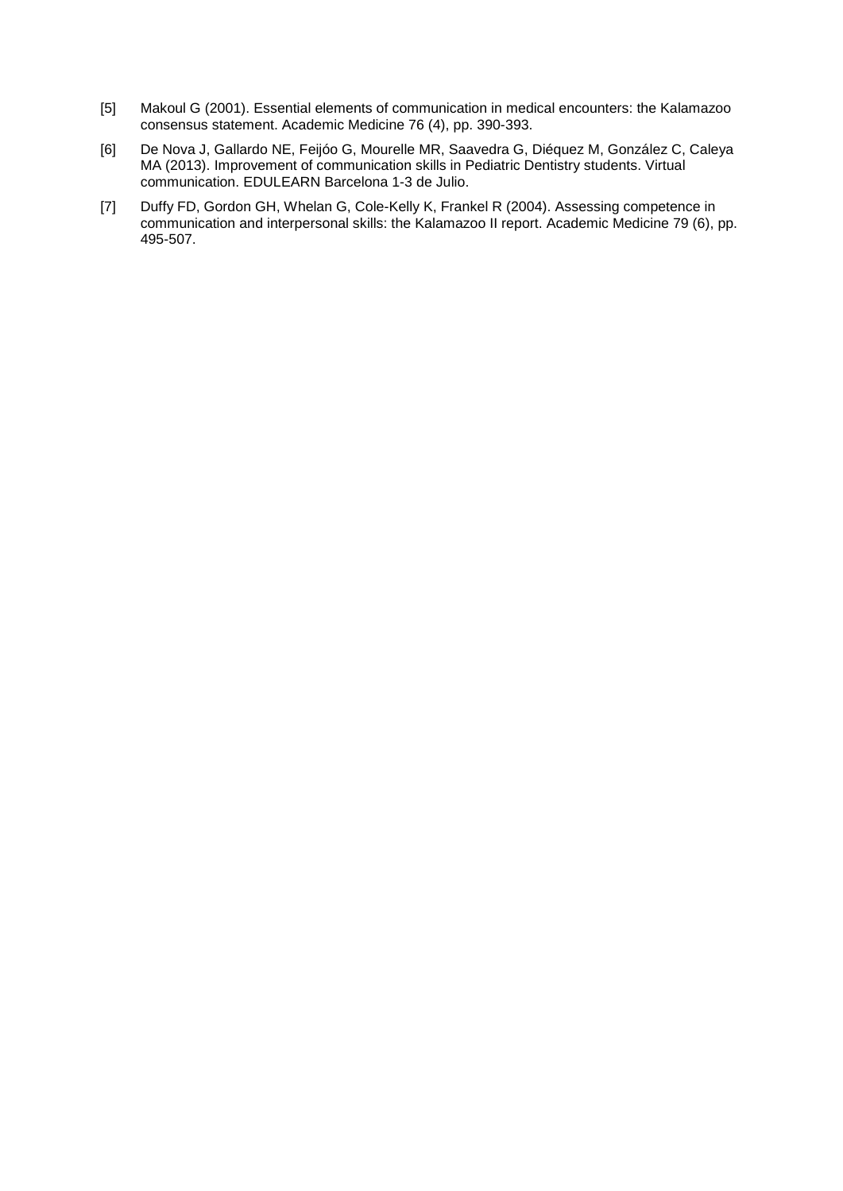[5] Makoul G (2001). Essential elements of communication in medical encounters: the Kalamazoo consensus statement. Academic Medicine 76 (4), pp. 390-393.

[6] De Nova J, Gallardo NE, Feijóo G, Mourelle MR, Saavedra G, Diéquez M, González C, Caleya MA (2013). Improvement of communication skills in Pediatric Dentistry students. Virtual communication. EDULEARN Barcelona 1-3 de Julio.

[7] Duffy FD, Gordon GH, Whelan G, Cole-Kelly K, Frankel R (2004). Assessing competence in communication and interpersonal skills: the Kalamazoo II report. Academic Medicine 79 (6), pp. 495-507.